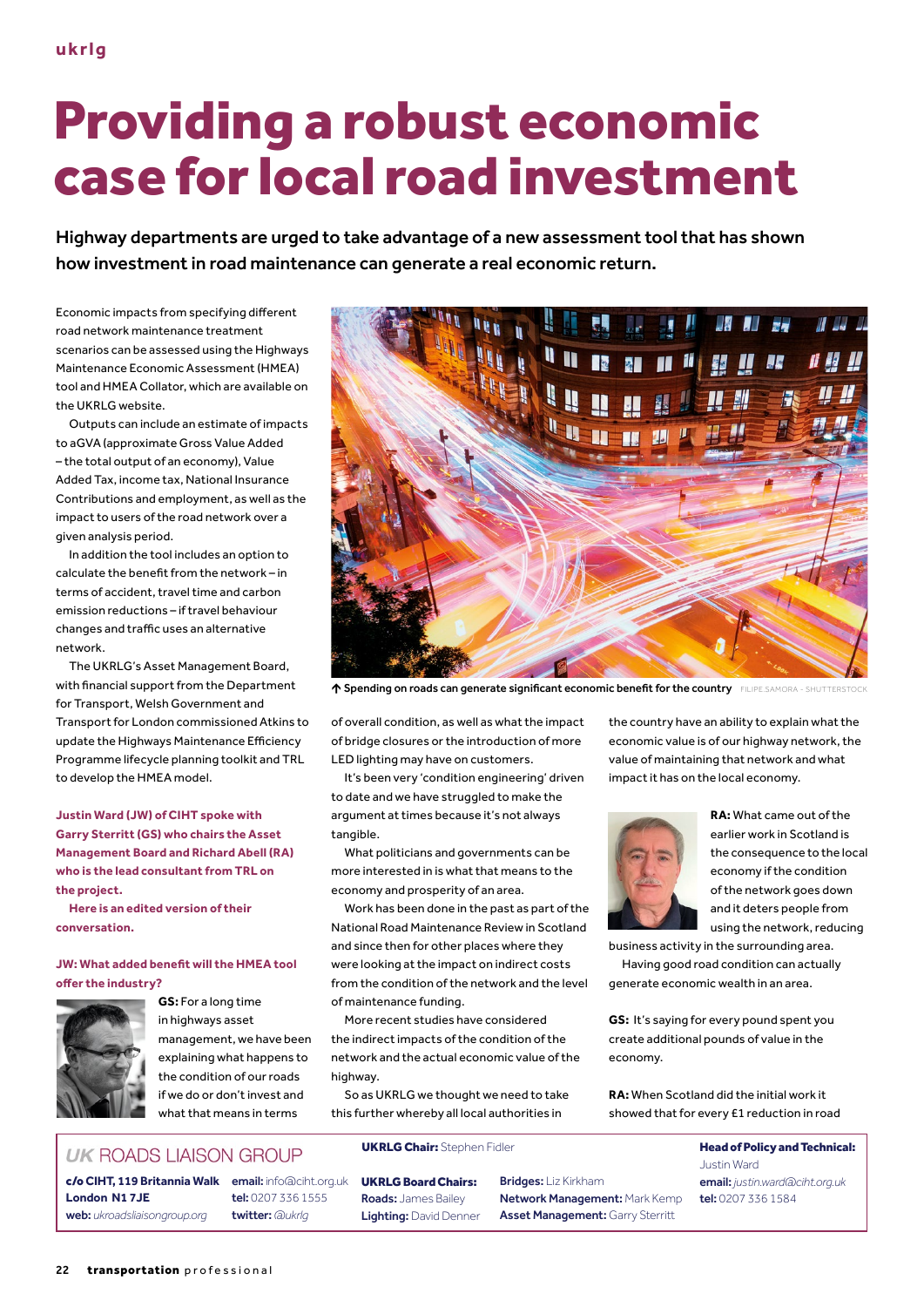# Providing a robust economic case for local road investment

**Highway departments are urged to take advantage of a new assessment tool that has shown how investment in road maintenance can generate a real economic return.**

Economic impacts from specifying different road network maintenance treatment scenarios can be assessed using the Highways Maintenance Economic Assessment (HMEA) tool and HMEA Collator, which are available on the UKRLG website.

Outputs can include an estimate of impacts to aGVA (approximate Gross Value Added – the total output of an economy), Value Added Tax, income tax, National Insurance Contributions and employment, as well as the impact to users of the road network over a given analysis period.

In addition the tool includes an option to calculate the benefit from the network – in terms of accident, travel time and carbon emission reductions – if travel behaviour changes and traffic uses an alternative network.

The UKRLG's Asset Management Board, with financial support from the Department for Transport, Welsh Government and Transport for London commissioned Atkins to update the Highways Maintenance Efficiency Programme lifecycle planning toolkit and TRL to develop the HMEA model.

**Justin Ward (JW) of CIHT spoke with Garry Sterritt (GS) who chairs the Asset Management Board and Richard Abell (RA) who is the lead consultant from TRL on the project.**

**Here is an edited version of their conversation.**

**JW: What added benefit will the HMEA tool offer the industry?**

**GS:** For a long time in highways asset management, we have been explaining what happens to the condition of our roads if we do or don't invest and what that means in terms of overall condition, as well as what the impact of bridge closures or the introduction of more LED lighting may have on customers.

It's been very 'condition engineering' driven to date and we have struggled to make the argument at times because it's not always tangible.

What politicians and governments can be more interested in is what that means to the economy and prosperity of an area.

Work has been done in the past as part of the National Road Maintenance Review in Scotland and since then for other places where they were looking at the impact on indirect costs from the condition of the network and the level of maintenance funding.

More recent studies have considered the indirect impacts of the condition of the network and the actual economic value of the highway.

So as UKRLG we thought we need to take this further whereby all local authorities in the country have an ability to explain what the economic value is of our highway network, the value of maintaining that network and what impact it has on the local economy.

**RA:** What came out of the earlier work in Scotland is the consequence to the local economy if the condition of the network goes down and it deters people from using the network, reducing business activity in the surrounding area.

Having good road condition can actually generate economic wealth in an area.

**GS:** It's saying for every pound spent you create additional pounds of value in the economy.

**RA:** When Scotland did the initial work it showed that for every £1 reduction in road

↑ Spending on roads can generate significant economic benefit for the country FILIPE.SAMORA - SHUTTERSTOCK

---

*UK* ROADS LIAISON GROUP

**c/o CIHT, 119 Britannia Walk London N1 7JE**
**web:** *ukroadsliaisongroup.org*
**email:** info@ciht.org.uk
**tel:** 0207 336 1555
**twitter:** *@ukrlg*

**UKRLG Chair:** Stephen Fidler

**UKRLG Board Chairs:**
**Roads:** James Bailey
**Lighting:** David Denner
**Bridges:** Liz Kirkham
**Network Management:** Mark Kemp
**Asset Management:** Garry Sterritt

**Head of Policy and Technical:** Justin Ward
**email:** *justin.ward@ciht.org.uk*
**tel:** 0207 336 1584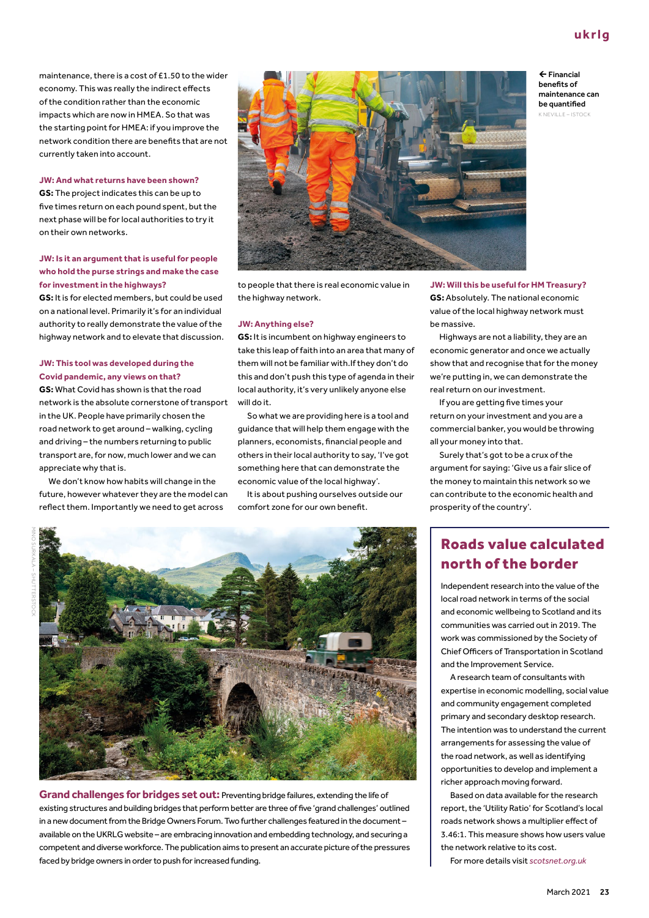maintenance, there is a cost of £1.50 to the wider economy. This was really the indirect effects of the condition rather than the economic impacts which are now in HMEA. So that was the starting point for HMEA: if you improve the network condition there are benefits that are not currently taken into account.

**JW: And what returns have been shown?**
**GS:** The project indicates this can be up to five times return on each pound spent, but the next phase will be for local authorities to try it on their own networks.

**JW: Is it an argument that is useful for people who hold the purse strings and make the case for investment in the highways?**
**GS:** It is for elected members, but could be used on a national level. Primarily it's for an individual authority to really demonstrate the value of the highway network and to elevate that discussion.

**JW: This tool was developed during the Covid pandemic, any views on that?**
**GS:** What Covid has shown is that the road network is the absolute cornerstone of transport in the UK. People have primarily chosen the road network to get around – walking, cycling and driving – the numbers returning to public transport are, for now, much lower and we can appreciate why that is.

We don't know how habits will change in the future, however whatever they are the model can reflect them. Importantly we need to get across to people that there is real economic value in the highway network.

**JW: Anything else?**
**GS:** It is incumbent on highway engineers to take this leap of faith into an area that many of them will not be familiar with. If they don't do this and don't push this type of agenda in their local authority, it's very unlikely anyone else will do it.

So what we are providing here is a tool and guidance that will help them engage with the planners, economists, financial people and others in their local authority to say, 'I've got something here that can demonstrate the economic value of the local highway'.

It is about pushing ourselves outside our comfort zone for our own benefit.

← Financial benefits of maintenance can be quantified
K NEVILLE – ISTOCK

**JW: Will this be useful for HM Treasury?**
**GS:** Absolutely. The national economic value of the local highway network must be massive.

Highways are not a liability, they are an economic generator and once we actually show that and recognise that for the money we're putting in, we can demonstrate the real return on our investment.

If you are getting five times your return on your investment and you are a commercial banker, you would be throwing all your money into that.

Surely that's got to be a crux of the argument for saying: 'Give us a fair slice of the money to maintain this network so we can contribute to the economic health and prosperity of the country'.

MIKKO SUKKALA – SHUTTERSTOCK

**Grand challenges for bridges set out:** Preventing bridge failures, extending the life of existing structures and building bridges that perform better are three of five 'grand challenges' outlined in a new document from the Bridge Owners Forum. Two further challenges featured in the document – available on the UKRLG website – are embracing innovation and embedding technology, and securing a competent and diverse workforce. The publication aims to present an accurate picture of the pressures faced by bridge owners in order to push for increased funding.

## Roads value calculated north of the border

Independent research into the value of the local road network in terms of the social and economic wellbeing to Scotland and its communities was carried out in 2019. The work was commissioned by the Society of Chief Officers of Transportation in Scotland and the Improvement Service.

A research team of consultants with expertise in economic modelling, social value and community engagement completed primary and secondary desktop research. The intention was to understand the current arrangements for assessing the value of the road network, as well as identifying opportunities to develop and implement a richer approach moving forward.

Based on data available for the research report, the 'Utility Ratio' for Scotland's local roads network shows a multiplier effect of 3.46:1. This measure shows how users value the network relative to its cost.

For more details visit *scotsnet.org.uk*